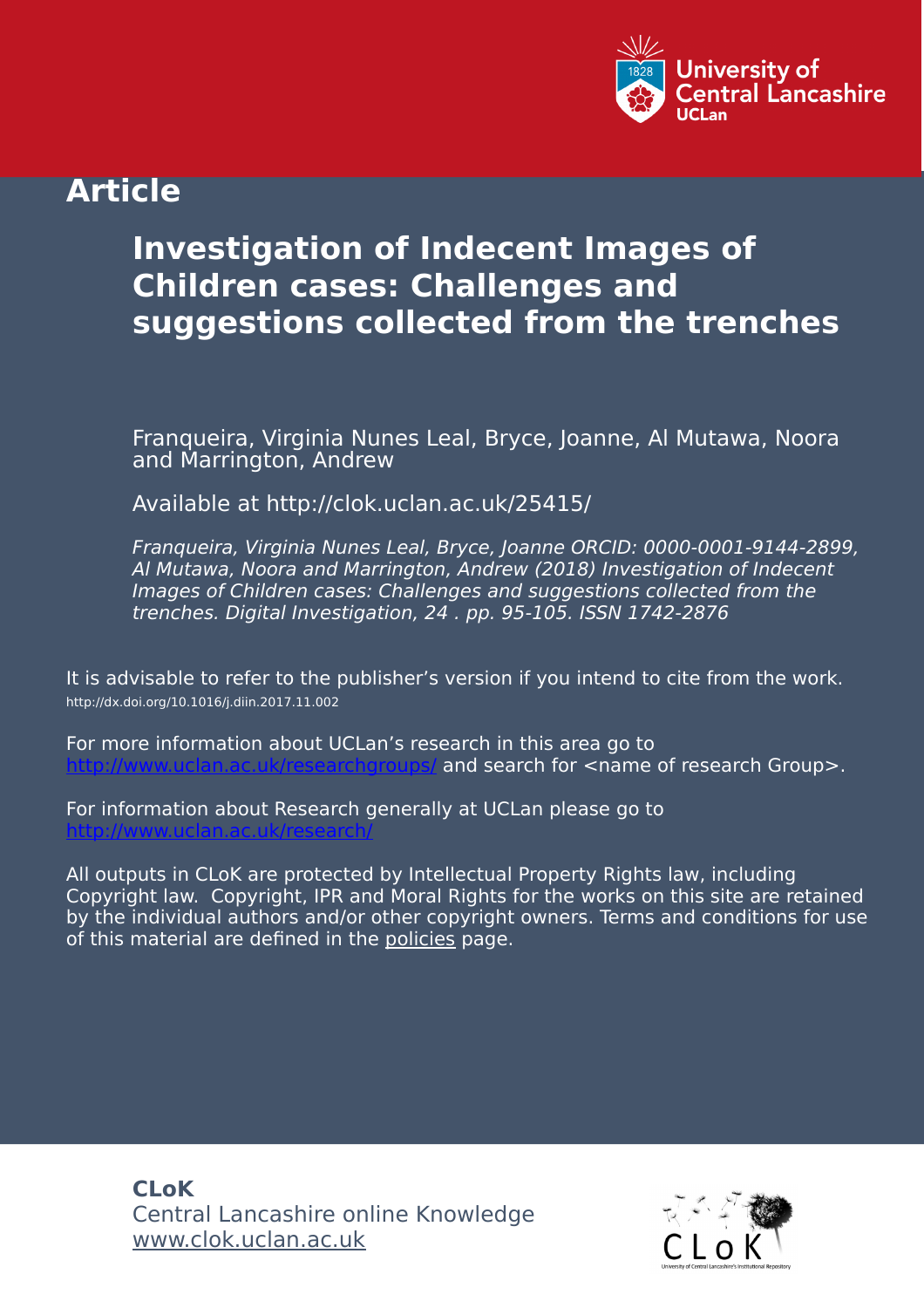University of Central Lancashire
UCLan

# Article

## Investigation of Indecent Images of Children cases: Challenges and suggestions collected from the trenches

Franqueira, Virginia Nunes Leal, Bryce, Joanne, Al Mutawa, Noora and Marrington, Andrew

Available at http://clok.uclan.ac.uk/25415/

*Franqueira, Virginia Nunes Leal, Bryce, Joanne ORCID: 0000-0001-9144-2899, Al Mutawa, Noora and Marrington, Andrew (2018) Investigation of Indecent Images of Children cases: Challenges and suggestions collected from the trenches. Digital Investigation, 24 . pp. 95-105. ISSN 1742-2876*

It is advisable to refer to the publisher's version if you intend to cite from the work.
http://dx.doi.org/10.1016/j.diin.2017.11.002

For more information about UCLan's research in this area go to http://www.uclan.ac.uk/researchgroups/ and search for <name of research Group>.

For information about Research generally at UCLan please go to http://www.uclan.ac.uk/research/

All outputs in CLoK are protected by Intellectual Property Rights law, including Copyright law. Copyright, IPR and Moral Rights for the works on this site are retained by the individual authors and/or other copyright owners. Terms and conditions for use of this material are defined in the policies page.

**CLoK**
Central Lancashire online Knowledge
www.clok.uclan.ac.uk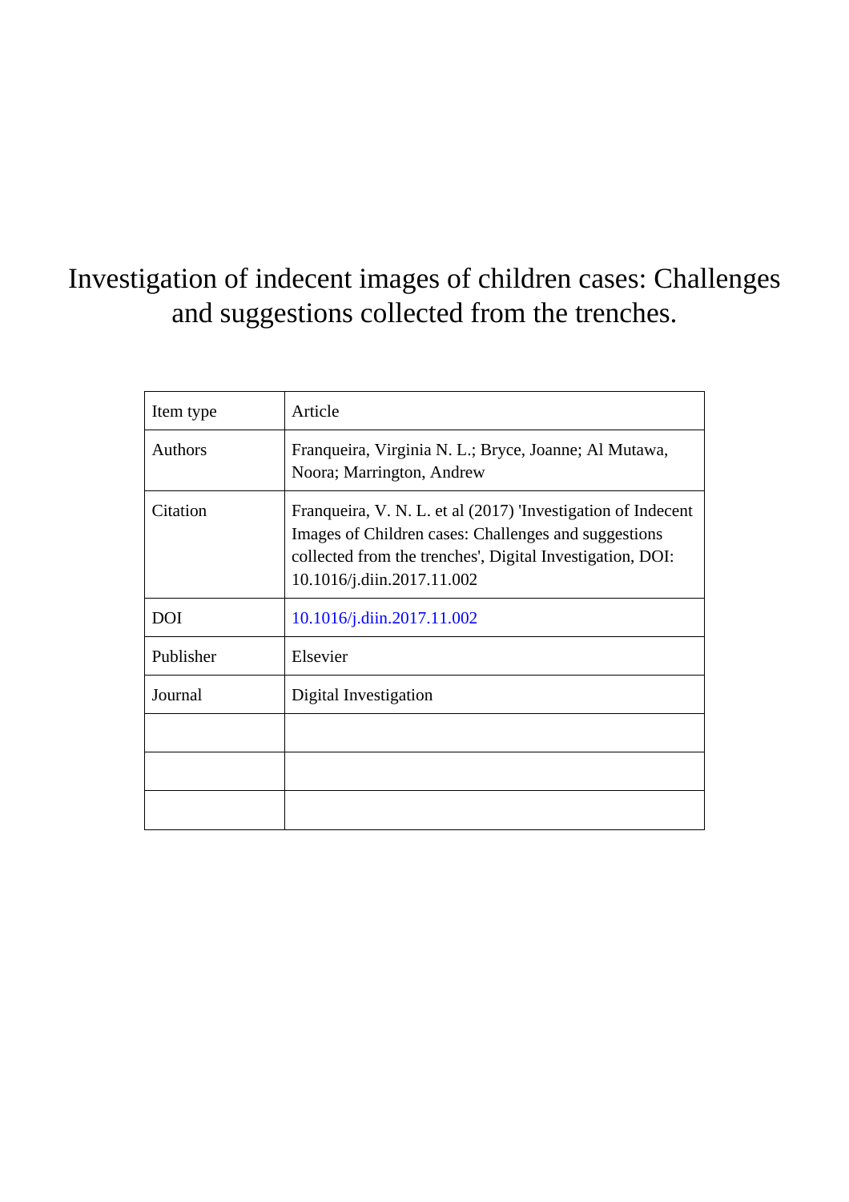# Investigation of indecent images of children cases: Challenges and suggestions collected from the trenches.

| Item type | Article |
|---|---|
| Authors | Franqueira, Virginia N. L.; Bryce, Joanne; Al Mutawa, Noora; Marrington, Andrew |
| Citation | Franqueira, V. N. L. et al (2017) 'Investigation of Indecent Images of Children cases: Challenges and suggestions collected from the trenches', Digital Investigation, DOI: 10.1016/j.diin.2017.11.002 |
| DOI | 10.1016/j.diin.2017.11.002 |
| Publisher | Elsevier |
| Journal | Digital Investigation |
| | |
| | |
| | |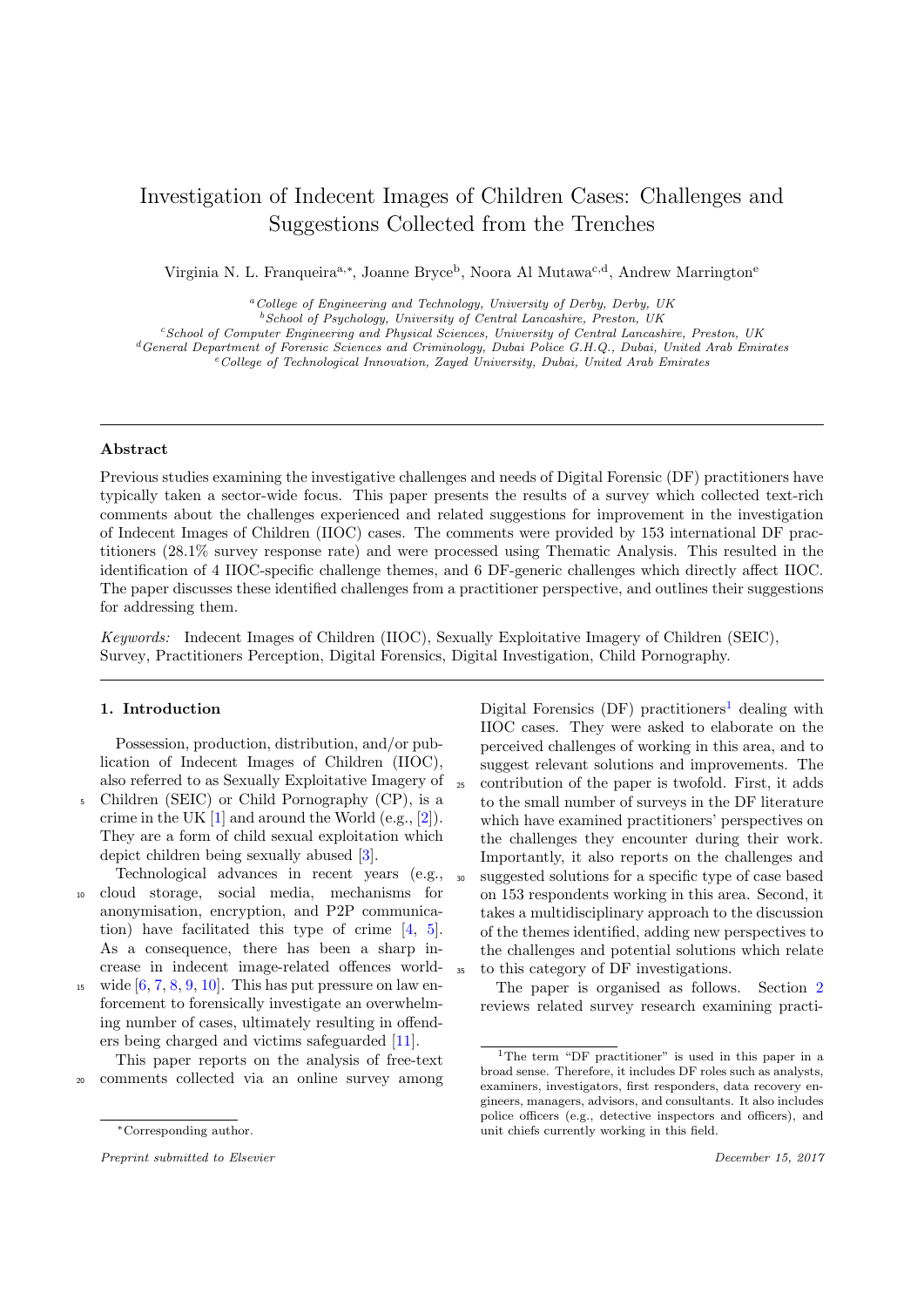# Investigation of Indecent Images of Children Cases: Challenges and Suggestions Collected from the Trenches

Virginia N. L. Franqueira[a,*], Joanne Bryce[b], Noora Al Mutawa[c,d], Andrew Marrington[e]

[a] *College of Engineering and Technology, University of Derby, Derby, UK*
[b] *School of Psychology, University of Central Lancashire, Preston, UK*
[c] *School of Computer Engineering and Physical Sciences, University of Central Lancashire, Preston, UK*
[d] *General Department of Forensic Sciences and Criminology, Dubai Police G.H.Q., Dubai, United Arab Emirates*
[e] *College of Technological Innovation, Zayed University, Dubai, United Arab Emirates*

## Abstract

Previous studies examining the investigative challenges and needs of Digital Forensic (DF) practitioners have typically taken a sector-wide focus. This paper presents the results of a survey which collected text-rich comments about the challenges experienced and related suggestions for improvement in the investigation of Indecent Images of Children (IIOC) cases. The comments were provided by 153 international DF practitioners (28.1% survey response rate) and were processed using Thematic Analysis. This resulted in the identification of 4 IIOC-specific challenge themes, and 6 DF-generic challenges which directly affect IIOC. The paper discusses these identified challenges from a practitioner perspective, and outlines their suggestions for addressing them.

*Keywords:* Indecent Images of Children (IIOC), Sexually Exploitative Imagery of Children (SEIC), Survey, Practitioners Perception, Digital Forensics, Digital Investigation, Child Pornography.

## 1. Introduction

Possession, production, distribution, and/or publication of Indecent Images of Children (IIOC), also referred to as Sexually Exploitative Imagery of Children (SEIC) or Child Pornography (CP), is a crime in the UK [1] and around the World (e.g., [2]). They are a form of child sexual exploitation which depict children being sexually abused [3].

Technological advances in recent years (e.g., cloud storage, social media, mechanisms for anonymisation, encryption, and P2P communication) have facilitated this type of crime [4, 5]. As a consequence, there has been a sharp increase in indecent image-related offences worldwide [6, 7, 8, 9, 10]. This has put pressure on law enforcement to forensically investigate an overwhelming number of cases, ultimately resulting in offenders being charged and victims safeguarded [11].

This paper reports on the analysis of free-text comments collected via an online survey among Digital Forensics (DF) practitioners[1] dealing with IIOC cases. They were asked to elaborate on the perceived challenges of working in this area, and to suggest relevant solutions and improvements. The contribution of the paper is twofold. First, it adds to the small number of surveys in the DF literature which have examined practitioners' perspectives on the challenges they encounter during their work. Importantly, it also reports on the challenges and suggested solutions for a specific type of case based on 153 respondents working in this area. Second, it takes a multidisciplinary approach to the discussion of the themes identified, adding new perspectives to the challenges and potential solutions which relate to this category of DF investigations.

The paper is organised as follows. Section 2 reviews related survey research examining practi-

[1] The term "DF practitioner" is used in this paper in a broad sense. Therefore, it includes DF roles such as analysts, examiners, investigators, first responders, data recovery engineers, managers, advisors, and consultants. It also includes police officers (e.g., detective inspectors and officers), and unit chiefs currently working in this field.

*Corresponding author.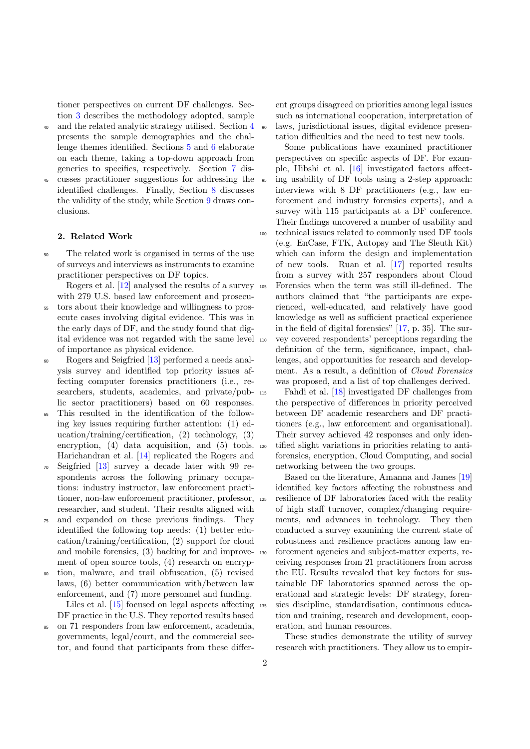tioner perspectives on current DF challenges. Section 3 describes the methodology adopted, sample and the related analytic strategy utilised. Section 4 presents the sample demographics and the challenge themes identified. Sections 5 and 6 elaborate on each theme, taking a top-down approach from generics to specifics, respectively. Section 7 discusses practitioner suggestions for addressing the identified challenges. Finally, Section 8 discusses the validity of the study, while Section 9 draws conclusions.

## 2. Related Work

The related work is organised in terms of the use of surveys and interviews as instruments to examine practitioner perspectives on DF topics.

Rogers et al. [12] analysed the results of a survey with 279 U.S. based law enforcement and prosecutors about their knowledge and willingness to prosecute cases involving digital evidence. This was in the early days of DF, and the study found that digital evidence was not regarded with the same level of importance as physical evidence.

Rogers and Seigfried [13] performed a needs analysis survey and identified top priority issues affecting computer forensics practitioners (i.e., researchers, students, academics, and private/public sector practitioners) based on 60 responses. This resulted in the identification of the following key issues requiring further attention: (1) education/training/certification, (2) technology, (3) encryption, (4) data acquisition, and (5) tools. Harichandran et al. [14] replicated the Rogers and Seigfried [13] survey a decade later with 99 respondents across the following primary occupations: industry instructor, law enforcement practitioner, non-law enforcement practitioner, professor, researcher, and student. Their results aligned with and expanded on these previous findings. They identified the following top needs: (1) better education/training/certification, (2) support for cloud and mobile forensics, (3) backing for and improvement of open source tools, (4) research on encryption, malware, and trail obfuscation, (5) revised laws, (6) better communication with/between law enforcement, and (7) more personnel and funding.

Liles et al. [15] focused on legal aspects affecting DF practice in the U.S. They reported results based on 71 responders from law enforcement, academia, governments, legal/court, and the commercial sector, and found that participants from these different groups disagreed on priorities among legal issues such as international cooperation, interpretation of laws, jurisdictional issues, digital evidence presentation difficulties and the need to test new tools.

Some publications have examined practitioner perspectives on specific aspects of DF. For example, Hibshi et al. [16] investigated factors affecting usability of DF tools using a 2-step approach: interviews with 8 DF practitioners (e.g., law enforcement and industry forensics experts), and a survey with 115 participants at a DF conference. Their findings uncovered a number of usability and technical issues related to commonly used DF tools (e.g. EnCase, FTK, Autopsy and The Sleuth Kit) which can inform the design and implementation of new tools. Ruan et al. [17] reported results from a survey with 257 responders about Cloud Forensics when the term was still ill-defined. The authors claimed that "the participants are experienced, well-educated, and relatively have good knowledge as well as sufficient practical experience in the field of digital forensics" [17, p. 35]. The survey covered respondents' perceptions regarding the definition of the term, significance, impact, challenges, and opportunities for research and development. As a result, a definition of *Cloud Forensics* was proposed, and a list of top challenges derived.

Fahdi et al. [18] investigated DF challenges from the perspective of differences in priority perceived between DF academic researchers and DF practitioners (e.g., law enforcement and organisational). Their survey achieved 42 responses and only identified slight variations in priorities relating to anti-forensics, encryption, Cloud Computing, and social networking between the two groups.

Based on the literature, Amanna and James [19] identified key factors affecting the robustness and resilience of DF laboratories faced with the reality of high staff turnover, complex/changing requirements, and advances in technology. They then conducted a survey examining the current state of robustness and resilience practices among law enforcement agencies and subject-matter experts, receiving responses from 21 practitioners from across the EU. Results revealed that key factors for sustainable DF laboratories spanned across the operational and strategic levels: DF strategy, forensics discipline, standardisation, continuous education and training, research and development, cooperation, and human resources.

These studies demonstrate the utility of survey research with practitioners. They allow us to empir-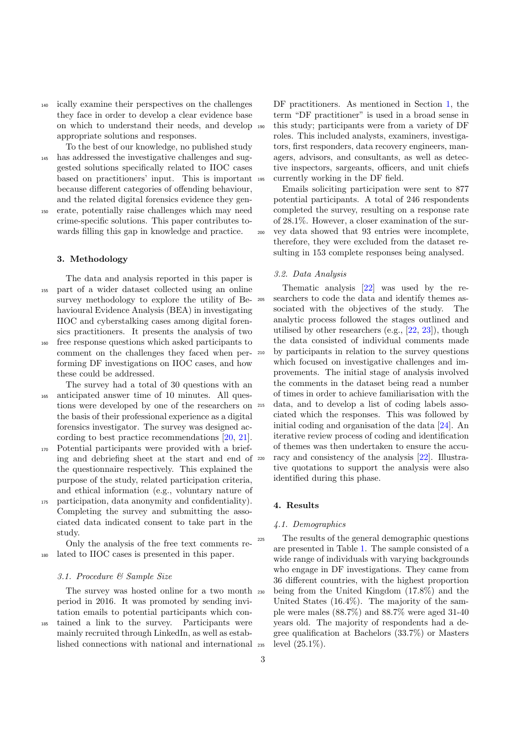ically examine their perspectives on the challenges they face in order to develop a clear evidence base on which to understand their needs, and develop appropriate solutions and responses.

To the best of our knowledge, no published study has addressed the investigative challenges and suggested solutions specifically related to IIOC cases based on practitioners' input. This is important because different categories of offending behaviour, and the related digital forensics evidence they generate, potentially raise challenges which may need crime-specific solutions. This paper contributes towards filling this gap in knowledge and practice.

## 3. Methodology

The data and analysis reported in this paper is part of a wider dataset collected using an online survey methodology to explore the utility of Behavioural Evidence Analysis (BEA) in investigating IIOC and cyberstalking cases among digital forensics practitioners. It presents the analysis of two free response questions which asked participants to comment on the challenges they faced when performing DF investigations on IIOC cases, and how these could be addressed.

The survey had a total of 30 questions with an anticipated answer time of 10 minutes. All questions were developed by one of the researchers on the basis of their professional experience as a digital forensics investigator. The survey was designed according to best practice recommendations [20, 21]. Potential participants were provided with a briefing and debriefing sheet at the start and end of the questionnaire respectively. This explained the purpose of the study, related participation criteria, and ethical information (e.g., voluntary nature of participation, data anonymity and confidentiality). Completing the survey and submitting the associated data indicated consent to take part in the study.

Only the analysis of the free text comments related to IIOC cases is presented in this paper.

### 3.1. Procedure & Sample Size

The survey was hosted online for a two month period in 2016. It was promoted by sending invitation emails to potential participants which contained a link to the survey. Participants were mainly recruited through LinkedIn, as well as established connections with national and international DF practitioners. As mentioned in Section 1, the term "DF practitioner" is used in a broad sense in this study; participants were from a variety of DF roles. This included analysts, examiners, investigators, first responders, data recovery engineers, managers, advisors, and consultants, as well as detective inspectors, sargeants, officers, and unit chiefs currently working in the DF field.

Emails soliciting participation were sent to 877 potential participants. A total of 246 respondents completed the survey, resulting on a response rate of 28.1%. However, a closer examination of the survey data showed that 93 entries were incomplete, therefore, they were excluded from the dataset resulting in 153 complete responses being analysed.

### 3.2. Data Analysis

Thematic analysis [22] was used by the researchers to code the data and identify themes associated with the objectives of the study. The analytic process followed the stages outlined and utilised by other researchers (e.g., [22, 23]), though the data consisted of individual comments made by participants in relation to the survey questions which focused on investigative challenges and improvements. The initial stage of analysis involved the comments in the dataset being read a number of times in order to achieve familiarisation with the data, and to develop a list of coding labels associated which the responses. This was followed by initial coding and organisation of the data [24]. An iterative review process of coding and identification of themes was then undertaken to ensure the accuracy and consistency of the analysis [22]. Illustrative quotations to support the analysis were also identified during this phase.

## 4. Results

### 4.1. Demographics

The results of the general demographic questions are presented in Table 1. The sample consisted of a wide range of individuals with varying backgrounds who engage in DF investigations. They came from 36 different countries, with the highest proportion being from the United Kingdom (17.8%) and the United States (16.4%). The majority of the sample were males (88.7%) and 88.7% were aged 31-40 years old. The majority of respondents had a degree qualification at Bachelors (33.7%) or Masters level (25.1%).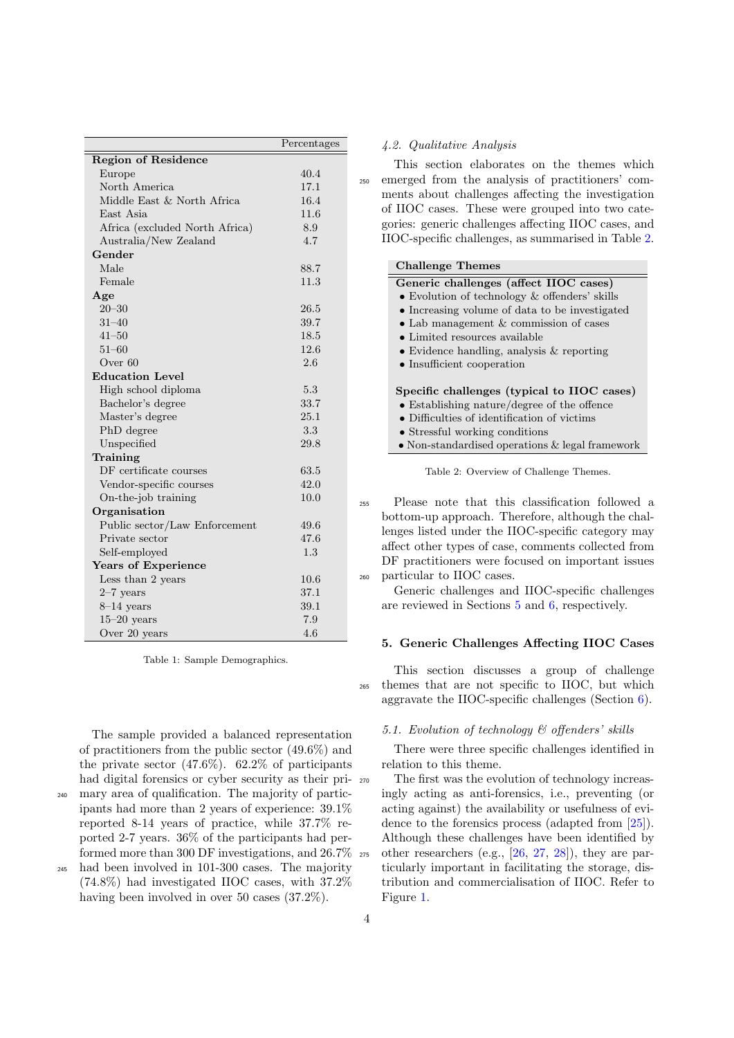| | Percentages |
|---|---|
| **Region of Residence** | |
| Europe | 40.4 |
| North America | 17.1 |
| Middle East & North Africa | 16.4 |
| East Asia | 11.6 |
| Africa (excluded North Africa) | 8.9 |
| Australia/New Zealand | 4.7 |
| **Gender** | |
| Male | 88.7 |
| Female | 11.3 |
| **Age** | |
| 20–30 | 26.5 |
| 31–40 | 39.7 |
| 41–50 | 18.5 |
| 51–60 | 12.6 |
| Over 60 | 2.6 |
| **Education Level** | |
| High school diploma | 5.3 |
| Bachelor's degree | 33.7 |
| Master's degree | 25.1 |
| PhD degree | 3.3 |
| Unspecified | 29.8 |
| **Training** | |
| DF certificate courses | 63.5 |
| Vendor-specific courses | 42.0 |
| On-the-job training | 10.0 |
| **Organisation** | |
| Public sector/Law Enforcement | 49.6 |
| Private sector | 47.6 |
| Self-employed | 1.3 |
| **Years of Experience** | |
| Less than 2 years | 10.6 |
| 2–7 years | 37.1 |
| 8–14 years | 39.1 |
| 15–20 years | 7.9 |
| Over 20 years | 4.6 |

Table 1: Sample Demographics.

The sample provided a balanced representation of practitioners from the public sector (49.6%) and the private sector (47.6%). 62.2% of participants had digital forensics or cyber security as their primary area of qualification. The majority of participants had more than 2 years of experience: 39.1% reported 8-14 years of practice, while 37.7% reported 2-7 years. 36% of the participants had performed more than 300 DF investigations, and 26.7% had been involved in 101-300 cases. The majority (74.8%) had investigated IIOC cases, with 37.2% having been involved in over 50 cases (37.2%).

### 4.2. Qualitative Analysis

This section elaborates on the themes which emerged from the analysis of practitioners' comments about challenges affecting the investigation of IIOC cases. These were grouped into two categories: generic challenges affecting IIOC cases, and IIOC-specific challenges, as summarised in Table 2.

| Challenge Themes |
|---|
| **Generic challenges (affect IIOC cases)** |
| • Evolution of technology & offenders' skills |
| • Increasing volume of data to be investigated |
| • Lab management & commission of cases |
| • Limited resources available |
| • Evidence handling, analysis & reporting |
| • Insufficient cooperation |
| **Specific challenges (typical to IIOC cases)** |
| • Establishing nature/degree of the offence |
| • Difficulties of identification of victims |
| • Stressful working conditions |
| • Non-standardised operations & legal framework |

Table 2: Overview of Challenge Themes.

Please note that this classification followed a bottom-up approach. Therefore, although the challenges listed under the IIOC-specific category may affect other types of case, comments collected from DF practitioners were focused on important issues particular to IIOC cases.

Generic challenges and IIOC-specific challenges are reviewed in Sections 5 and 6, respectively.

## 5. Generic Challenges Affecting IIOC Cases

This section discusses a group of challenge themes that are not specific to IIOC, but which aggravate the IIOC-specific challenges (Section 6).

### 5.1. Evolution of technology & offenders' skills

There were three specific challenges identified in relation to this theme.

The first was the evolution of technology increasingly acting as anti-forensics, i.e., preventing (or acting against) the availability or usefulness of evidence to the forensics process (adapted from [25]). Although these challenges have been identified by other researchers (e.g., [26, 27, 28]), they are particularly important in facilitating the storage, distribution and commercialisation of IIOC. Refer to Figure 1.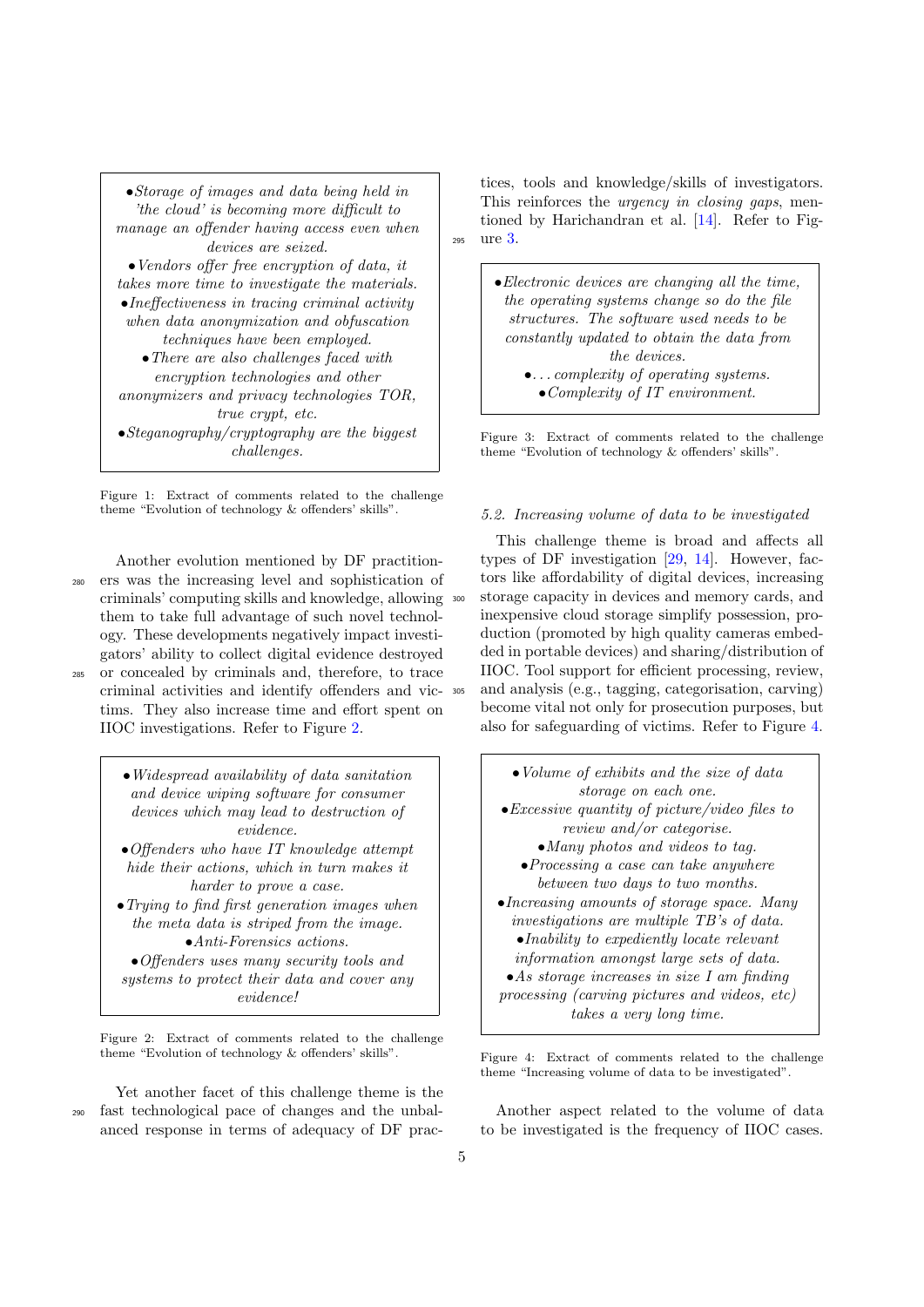> • *Storage of images and data being held in 'the cloud' is becoming more difficult to manage an offender having access even when devices are seized.*
> • *Vendors offer free encryption of data, it takes more time to investigate the materials.*
> • *Ineffectiveness in tracing criminal activity when data anonymization and obfuscation techniques have been employed.*
> • *There are also challenges faced with encryption technologies and other anonymizers and privacy technologies TOR, true crypt, etc.*
> • *Steganography/cryptography are the biggest challenges.*

Figure 1: Extract of comments related to the challenge theme "Evolution of technology & offenders' skills".

Another evolution mentioned by DF practitioners was the increasing level and sophistication of criminals' computing skills and knowledge, allowing them to take full advantage of such novel technology. These developments negatively impact investigators' ability to collect digital evidence destroyed or concealed by criminals and, therefore, to trace criminal activities and identify offenders and victims. They also increase time and effort spent on IIOC investigations. Refer to Figure 2.

> • *Widespread availability of data sanitation and device wiping software for consumer devices which may lead to destruction of evidence.*
> • *Offenders who have IT knowledge attempt hide their actions, which in turn makes it harder to prove a case.*
> • *Trying to find first generation images when the meta data is striped from the image.*
> • *Anti-Forensics actions.*
> • *Offenders uses many security tools and systems to protect their data and cover any evidence!*

Figure 2: Extract of comments related to the challenge theme "Evolution of technology & offenders' skills".

Yet another facet of this challenge theme is the fast technological pace of changes and the unbalanced response in terms of adequacy of DF practices, tools and knowledge/skills of investigators. This reinforces the *urgency in closing gaps*, mentioned by Harichandran et al. [14]. Refer to Figure 3.

> • *Electronic devices are changing all the time, the operating systems change so do the file structures. The software used needs to be constantly updated to obtain the data from the devices.*
> • *...complexity of operating systems.*
> • *Complexity of IT environment.*

Figure 3: Extract of comments related to the challenge theme "Evolution of technology & offenders' skills".

### 5.2. Increasing volume of data to be investigated

This challenge theme is broad and affects all types of DF investigation [29, 14]. However, factors like affordability of digital devices, increasing storage capacity in devices and memory cards, and inexpensive cloud storage simplify possession, production (promoted by high quality cameras embedded in portable devices) and sharing/distribution of IIOC. Tool support for efficient processing, review, and analysis (e.g., tagging, categorisation, carving) become vital not only for prosecution purposes, but also for safeguarding of victims. Refer to Figure 4.

> • *Volume of exhibits and the size of data storage on each one.*
> • *Excessive quantity of picture/video files to review and/or categorise.*
> • *Many photos and videos to tag.*
> • *Processing a case can take anywhere between two days to two months.*
> • *Increasing amounts of storage space. Many investigations are multiple TB's of data.*
> • *Inability to expediently locate relevant information amongst large sets of data.*
> • *As storage increases in size I am finding processing (carving pictures and videos, etc) takes a very long time.*

Figure 4: Extract of comments related to the challenge theme "Increasing volume of data to be investigated".

Another aspect related to the volume of data to be investigated is the frequency of IIOC cases.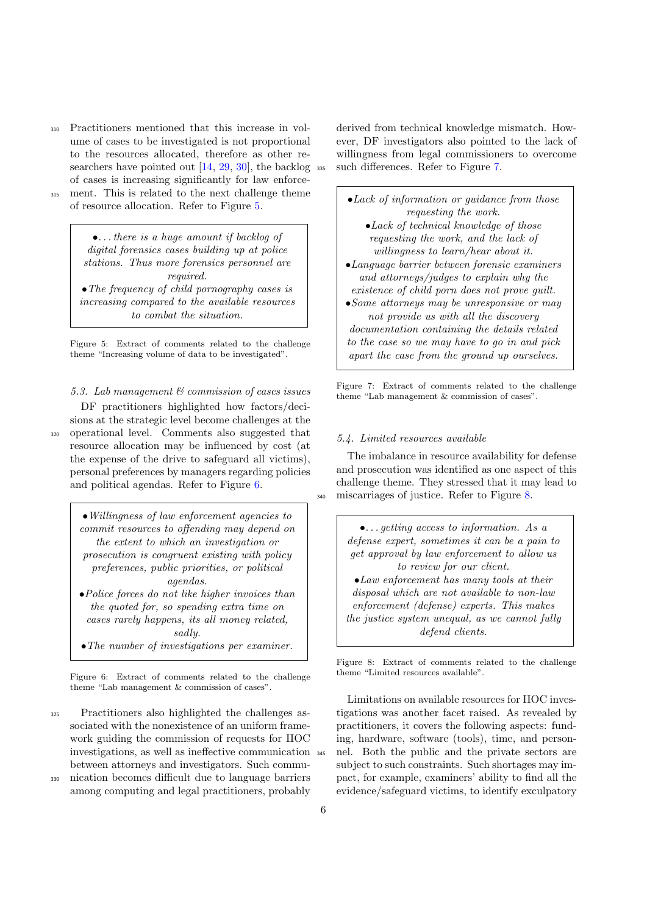Practitioners mentioned that this increase in volume of cases to be investigated is not proportional to the resources allocated, therefore as other researchers have pointed out [14, 29, 30], the backlog of cases is increasing significantly for law enforcement. This is related to the next challenge theme of resource allocation. Refer to Figure 5.

> •*. . . there is a huge amount if backlog of digital forensics cases building up at police stations. Thus more forensics personnel are required.*
> •*The frequency of child pornography cases is increasing compared to the available resources to combat the situation.*

Figure 5: Extract of comments related to the challenge theme "Increasing volume of data to be investigated".

### *5.3. Lab management & commission of cases issues*

DF practitioners highlighted how factors/decisions at the strategic level become challenges at the operational level. Comments also suggested that resource allocation may be influenced by cost (at the expense of the drive to safeguard all victims), personal preferences by managers regarding policies and political agendas. Refer to Figure 6.

> •*Willingness of law enforcement agencies to commit resources to offending may depend on the extent to which an investigation or prosecution is congruent existing with policy preferences, public priorities, or political agendas.*
> •*Police forces do not like higher invoices than the quoted for, so spending extra time on cases rarely happens, its all money related, sadly.*
> •*The number of investigations per examiner.*

Figure 6: Extract of comments related to the challenge theme "Lab management & commission of cases".

Practitioners also highlighted the challenges associated with the nonexistence of an uniform framework guiding the commission of requests for IIOC investigations, as well as ineffective communication between attorneys and investigators. Such communication becomes difficult due to language barriers among computing and legal practitioners, probably derived from technical knowledge mismatch. However, DF investigators also pointed to the lack of willingness from legal commissioners to overcome such differences. Refer to Figure 7.

> •*Lack of information or guidance from those requesting the work.*
> •*Lack of technical knowledge of those requesting the work, and the lack of willingness to learn/hear about it.*
> •*Language barrier between forensic examiners and attorneys/judges to explain why the existence of child porn does not prove guilt.*
> •*Some attorneys may be unresponsive or may not provide us with all the discovery documentation containing the details related to the case so we may have to go in and pick apart the case from the ground up ourselves.*

Figure 7: Extract of comments related to the challenge theme "Lab management & commission of cases".

### *5.4. Limited resources available*

The imbalance in resource availability for defense and prosecution was identified as one aspect of this challenge theme. They stressed that it may lead to miscarriages of justice. Refer to Figure 8.

> •*. . . getting access to information. As a defense expert, sometimes it can be a pain to get approval by law enforcement to allow us to review for our client.*
> •*Law enforcement has many tools at their disposal which are not available to non-law enforcement (defense) experts. This makes the justice system unequal, as we cannot fully defend clients.*

Figure 8: Extract of comments related to the challenge theme "Limited resources available".

Limitations on available resources for IIOC investigations was another facet raised. As revealed by practitioners, it covers the following aspects: funding, hardware, software (tools), time, and personnel. Both the public and the private sectors are subject to such constraints. Such shortages may impact, for example, examiners' ability to find all the evidence/safeguard victims, to identify exculpatory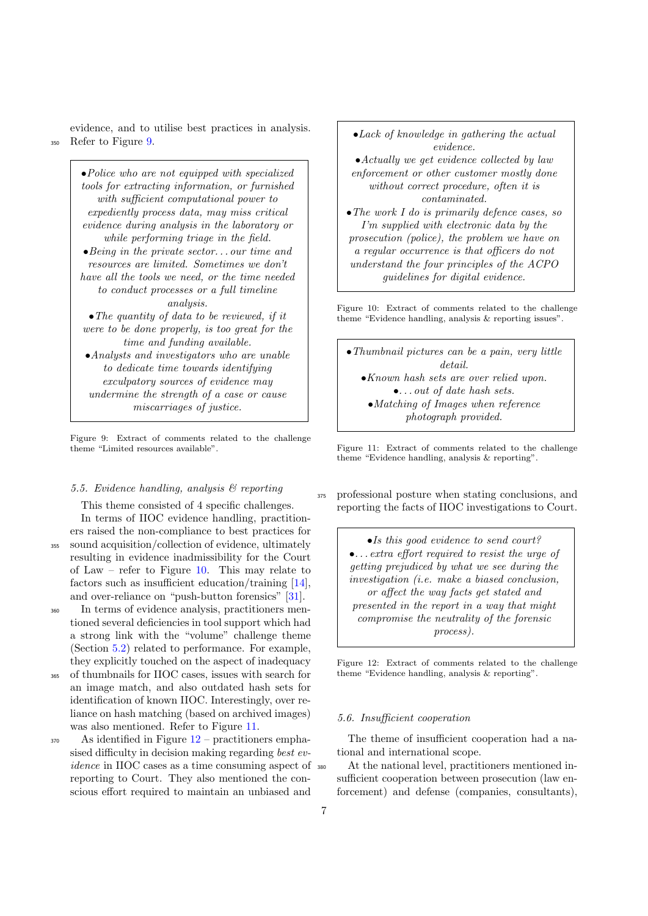evidence, and to utilise best practices in analysis. Refer to Figure 9.

> •*Police who are not equipped with specialized tools for extracting information, or furnished with sufficient computational power to expediently process data, may miss critical evidence during analysis in the laboratory or while performing triage in the field.*
> •*Being in the private sector… our time and resources are limited. Sometimes we don't have all the tools we need, or the time needed to conduct processes or a full timeline analysis.*
> •*The quantity of data to be reviewed, if it were to be done properly, is too great for the time and funding available.*
> •*Analysts and investigators who are unable to dedicate time towards identifying exculpatory sources of evidence may undermine the strength of a case or cause miscarriages of justice.*

Figure 9: Extract of comments related to the challenge theme "Limited resources available".

### 5.5. Evidence handling, analysis & reporting

This theme consisted of 4 specific challenges.

In terms of IIOC evidence handling, practitioners raised the non-compliance to best practices for sound acquisition/collection of evidence, ultimately resulting in evidence inadmissibility for the Court of Law – refer to Figure 10. This may relate to factors such as insufficient education/training [14], and over-reliance on "push-button forensics" [31].

In terms of evidence analysis, practitioners mentioned several deficiencies in tool support which had a strong link with the "volume" challenge theme (Section 5.2) related to performance. For example, they explicitly touched on the aspect of inadequacy of thumbnails for IIOC cases, issues with search for an image match, and also outdated hash sets for identification of known IIOC. Interestingly, over reliance on hash matching (based on archived images) was also mentioned. Refer to Figure 11.

As identified in Figure 12 – practitioners emphasised difficulty in decision making regarding *best evidence* in IIOC cases as a time consuming aspect of reporting to Court. They also mentioned the conscious effort required to maintain an unbiased and professional posture when stating conclusions, and reporting the facts of IIOC investigations to Court.

> •*Lack of knowledge in gathering the actual evidence.*
> •*Actually we get evidence collected by law enforcement or other customer mostly done without correct procedure, often it is contaminated.*
> •*The work I do is primarily defence cases, so I'm supplied with electronic data by the prosecution (police), the problem we have on a regular occurrence is that officers do not understand the four principles of the ACPO guidelines for digital evidence.*

Figure 10: Extract of comments related to the challenge theme "Evidence handling, analysis & reporting issues".

> •*Thumbnail pictures can be a pain, very little detail.*
> •*Known hash sets are over relied upon.*
> •*… out of date hash sets.*
> •*Matching of Images when reference photograph provided.*

Figure 11: Extract of comments related to the challenge theme "Evidence handling, analysis & reporting".

> •*Is this good evidence to send court?*
> •*… extra effort required to resist the urge of getting prejudiced by what we see during the investigation (i.e. make a biased conclusion, or affect the way facts get stated and presented in the report in a way that might compromise the neutrality of the forensic process).*

Figure 12: Extract of comments related to the challenge theme "Evidence handling, analysis & reporting".

### 5.6. Insufficient cooperation

The theme of insufficient cooperation had a national and international scope.

At the national level, practitioners mentioned insufficient cooperation between prosecution (law enforcement) and defense (companies, consultants),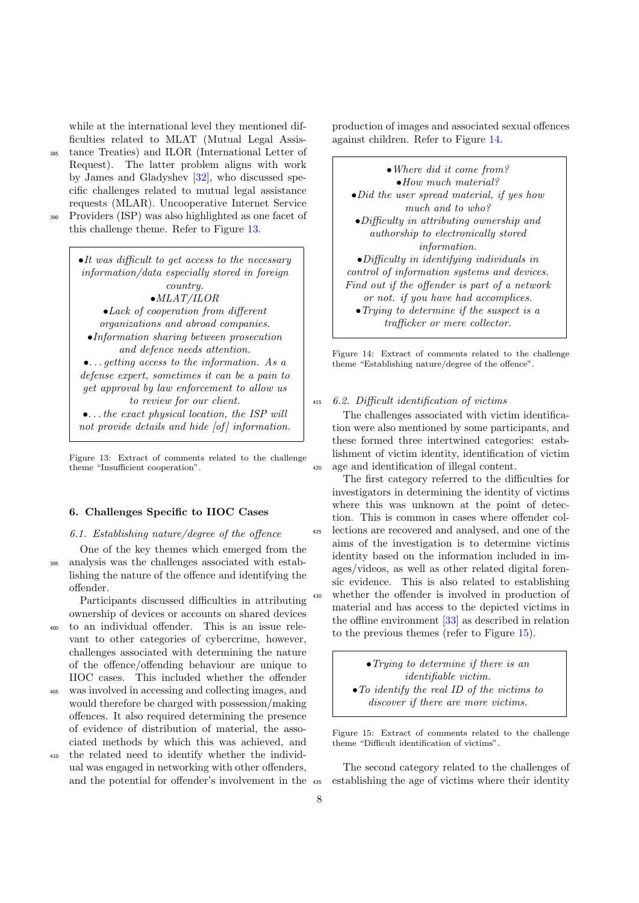while at the international level they mentioned difficulties related to MLAT (Mutual Legal Assistance Treaties) and ILOR (International Letter of Request). The latter problem aligns with work by James and Gladyshev [32], who discussed specific challenges related to mutual legal assistance requests (MLAR). Uncooperative Internet Service Providers (ISP) was also highlighted as one facet of this challenge theme. Refer to Figure 13.

> •*It was difficult to get access to the necessary information/data especially stored in foreign country.*
> •*MLAT/ILOR*
> •*Lack of cooperation from different organizations and abroad companies.*
> •*Information sharing between prosecution and defence needs attention.*
> •*. . . getting access to the information. As a defense expert, sometimes it can be a pain to get approval by law enforcement to allow us to review for our client.*
> •*. . . the exact physical location, the ISP will not provide details and hide [of] information.*

Figure 13: Extract of comments related to the challenge theme "Insufficient cooperation".

## 6. Challenges Specific to IIOC Cases

### *6.1. Establishing nature/degree of the offence*

One of the key themes which emerged from the analysis was the challenges associated with establishing the nature of the offence and identifying the offender.

Participants discussed difficulties in attributing ownership of devices or accounts on shared devices to an individual offender. This is an issue relevant to other categories of cybercrime, however, challenges associated with determining the nature of the offence/offending behaviour are unique to IIOC cases. This included whether the offender was involved in accessing and collecting images, and would therefore be charged with possession/making offences. It also required determining the presence of evidence of distribution of material, the associated methods by which this was achieved, and the related need to identify whether the individual was engaged in networking with other offenders, and the potential for offender's involvement in the production of images and associated sexual offences against children. Refer to Figure 14.

> •*Where did it come from?*
> •*How much material?*
> •*Did the user spread material, if yes how much and to who?*
> •*Difficulty in attributing ownership and authorship to electronically stored information.*
> •*Difficulty in identifying individuals in control of information systems and devices. Find out if the offender is part of a network or not. if you have had accomplices.*
> •*Trying to determine if the suspect is a trafficker or mere collector.*

Figure 14: Extract of comments related to the challenge theme "Establishing nature/degree of the offence".

### *6.2. Difficult identification of victims*

The challenges associated with victim identification were also mentioned by some participants, and these formed three intertwined categories: establishment of victim identity, identification of victim age and identification of illegal content.

The first category referred to the difficulties for investigators in determining the identity of victims where this was unknown at the point of detection. This is common in cases where offender collections are recovered and analysed, and one of the aims of the investigation is to determine victims identity based on the information included in images/videos, as well as other related digital forensic evidence. This is also related to establishing whether the offender is involved in production of material and has access to the depicted victims in the offline environment [33] as described in relation to the previous themes (refer to Figure 15).

> •*Trying to determine if there is an identifiable victim.*
> •*To identify the real ID of the victims to discover if there are more victims.*

Figure 15: Extract of comments related to the challenge theme "Difficult identification of victims".

The second category related to the challenges of establishing the age of victims where their identity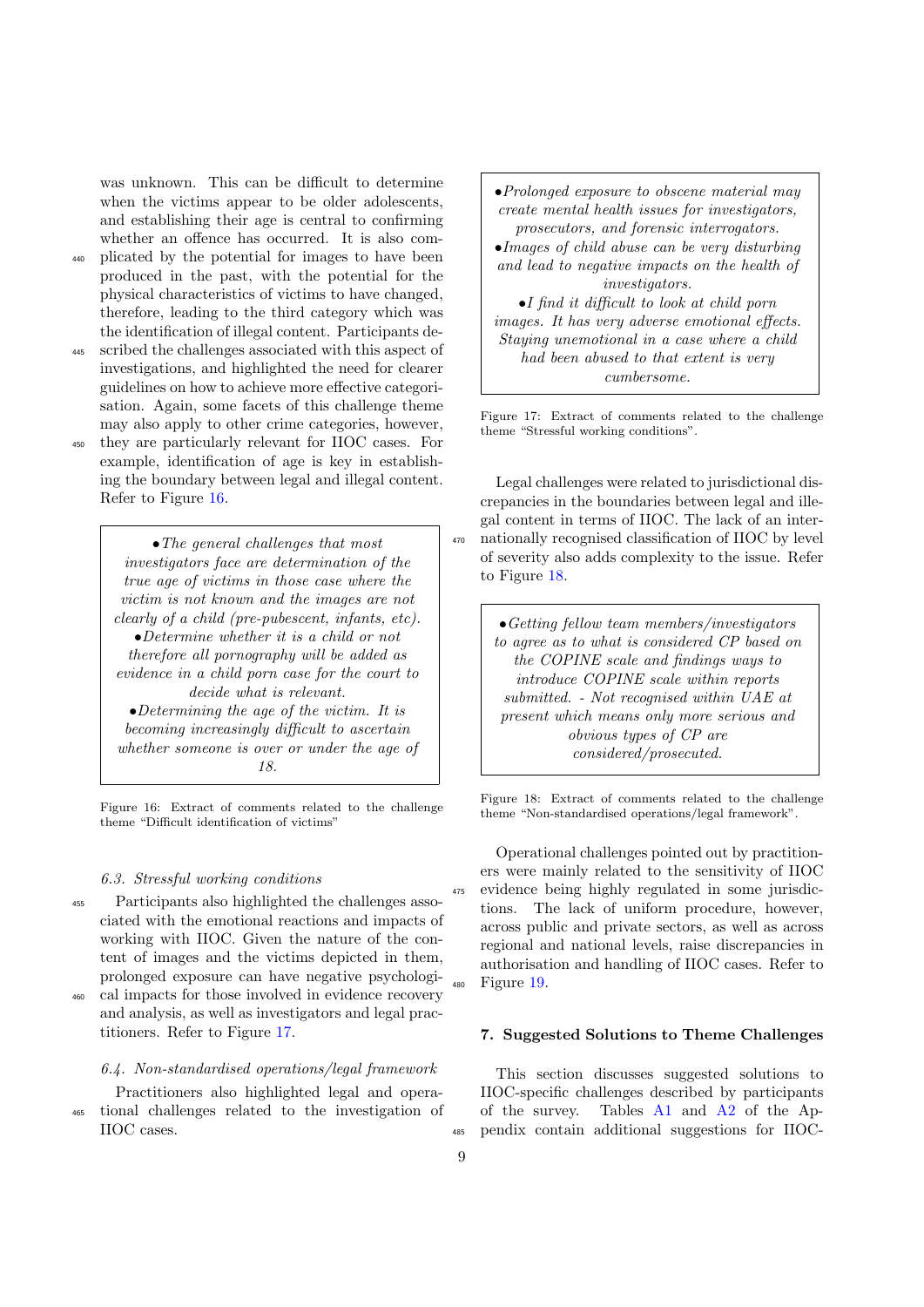was unknown. This can be difficult to determine when the victims appear to be older adolescents, and establishing their age is central to confirming whether an offence has occurred. It is also complicated by the potential for images to have been produced in the past, with the potential for the physical characteristics of victims to have changed, therefore, leading to the third category which was the identification of illegal content. Participants described the challenges associated with this aspect of investigations, and highlighted the need for clearer guidelines on how to achieve more effective categorisation. Again, some facets of this challenge theme may also apply to other crime categories, however, they are particularly relevant for IIOC cases. For example, identification of age is key in establishing the boundary between legal and illegal content. Refer to Figure 16.

> •*The general challenges that most investigators face are determination of the true age of victims in those case where the victim is not known and the images are not clearly of a child (pre-pubescent, infants, etc).*
> •*Determine whether it is a child or not therefore all pornography will be added as evidence in a child porn case for the court to decide what is relevant.*
> •*Determining the age of the victim. It is becoming increasingly difficult to ascertain whether someone is over or under the age of 18.*

Figure 16: Extract of comments related to the challenge theme "Difficult identification of victims"

### 6.3. Stressful working conditions

Participants also highlighted the challenges associated with the emotional reactions and impacts of working with IIOC. Given the nature of the content of images and the victims depicted in them, prolonged exposure can have negative psychological impacts for those involved in evidence recovery and analysis, as well as investigators and legal practitioners. Refer to Figure 17.

> •*Prolonged exposure to obscene material may create mental health issues for investigators, prosecutors, and forensic interrogators.*
> •*Images of child abuse can be very disturbing and lead to negative impacts on the health of investigators.*
> •*I find it difficult to look at child porn images. It has very adverse emotional effects. Staying unemotional in a case where a child had been abused to that extent is very cumbersome.*

Figure 17: Extract of comments related to the challenge theme "Stressful working conditions".

### 6.4. Non-standardised operations/legal framework

Practitioners also highlighted legal and operational challenges related to the investigation of IIOC cases.

Legal challenges were related to jurisdictional discrepancies in the boundaries between legal and illegal content in terms of IIOC. The lack of an internationally recognised classification of IIOC by level of severity also adds complexity to the issue. Refer to Figure 18.

> •*Getting fellow team members/investigators to agree as to what is considered CP based on the COPINE scale and findings ways to introduce COPINE scale within reports submitted. - Not recognised within UAE at present which means only more serious and obvious types of CP are considered/prosecuted.*

Figure 18: Extract of comments related to the challenge theme "Non-standardised operations/legal framework".

Operational challenges pointed out by practitioners were mainly related to the sensitivity of IIOC evidence being highly regulated in some jurisdictions. The lack of uniform procedure, however, across public and private sectors, as well as across regional and national levels, raise discrepancies in authorisation and handling of IIOC cases. Refer to Figure 19.

## 7. Suggested Solutions to Theme Challenges

This section discusses suggested solutions to IIOC-specific challenges described by participants of the survey. Tables A1 and A2 of the Appendix contain additional suggestions for IIOC-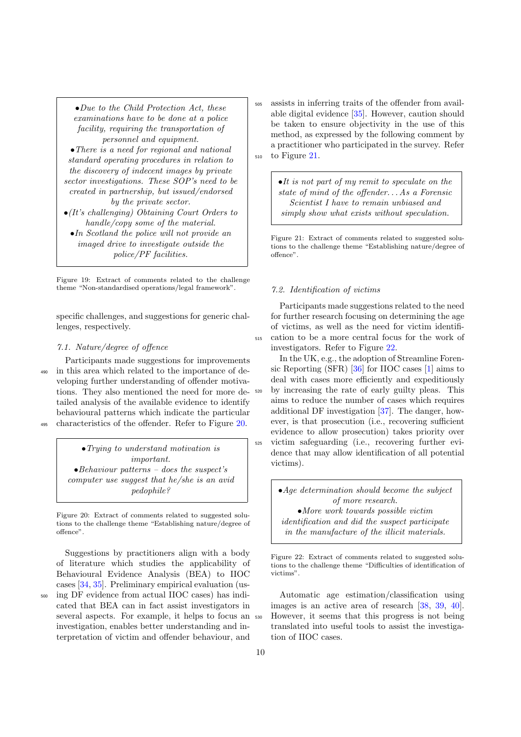> *•Due to the Child Protection Act, these examinations have to be done at a police facility, requiring the transportation of personnel and equipment.*
> *•There is a need for regional and national standard operating procedures in relation to the discovery of indecent images by private sector investigations. These SOP's need to be created in partnership, but issued/endorsed by the private sector.*
> *•(It's challenging) Obtaining Court Orders to handle/copy some of the material.*
> *•In Scotland the police will not provide an imaged drive to investigate outside the police/PF facilities.*

Figure 19: Extract of comments related to the challenge theme "Non-standardised operations/legal framework".

specific challenges, and suggestions for generic challenges, respectively.

### *7.1. Nature/degree of offence*

Participants made suggestions for improvements in this area which related to the importance of developing further understanding of offender motivations. They also mentioned the need for more detailed analysis of the available evidence to identify behavioural patterns which indicate the particular characteristics of the offender. Refer to Figure 20.

> *•Trying to understand motivation is important.*
> *•Behaviour patterns – does the suspect's computer use suggest that he/she is an avid pedophile?*

Figure 20: Extract of comments related to suggested solutions to the challenge theme "Establishing nature/degree of offence".

Suggestions by practitioners align with a body of literature which studies the applicability of Behavioural Evidence Analysis (BEA) to IIOC cases [34, 35]. Preliminary empirical evaluation (using DF evidence from actual IIOC cases) has indicated that BEA can in fact assist investigators in several aspects. For example, it helps to focus an investigation, enables better understanding and interpretation of victim and offender behaviour, and assists in inferring traits of the offender from available digital evidence [35]. However, caution should be taken to ensure objectivity in the use of this method, as expressed by the following comment by a practitioner who participated in the survey. Refer to Figure 21.

> *•It is not part of my remit to speculate on the state of mind of the offender... As a Forensic Scientist I have to remain unbiased and simply show what exists without speculation.*

Figure 21: Extract of comments related to suggested solutions to the challenge theme "Establishing nature/degree of offence".

### *7.2. Identification of victims*

Participants made suggestions related to the need for further research focusing on determining the age of victims, as well as the need for victim identification to be a more central focus for the work of investigators. Refer to Figure 22.

In the UK, e.g., the adoption of Streamline Forensic Reporting (SFR) [36] for IIOC cases [1] aims to deal with cases more efficiently and expeditiously by increasing the rate of early guilty pleas. This aims to reduce the number of cases which requires additional DF investigation [37]. The danger, however, is that prosecution (i.e., recovering sufficient evidence to allow prosecution) takes priority over victim safeguarding (i.e., recovering further evidence that may allow identification of all potential victims).

> *•Age determination should become the subject of more research.*
> *•More work towards possible victim identification and did the suspect participate in the manufacture of the illicit materials.*

Figure 22: Extract of comments related to suggested solutions to the challenge theme "Difficulties of identification of victims".

Automatic age estimation/classification using images is an active area of research [38, 39, 40]. However, it seems that this progress is not being translated into useful tools to assist the investigation of IIOC cases.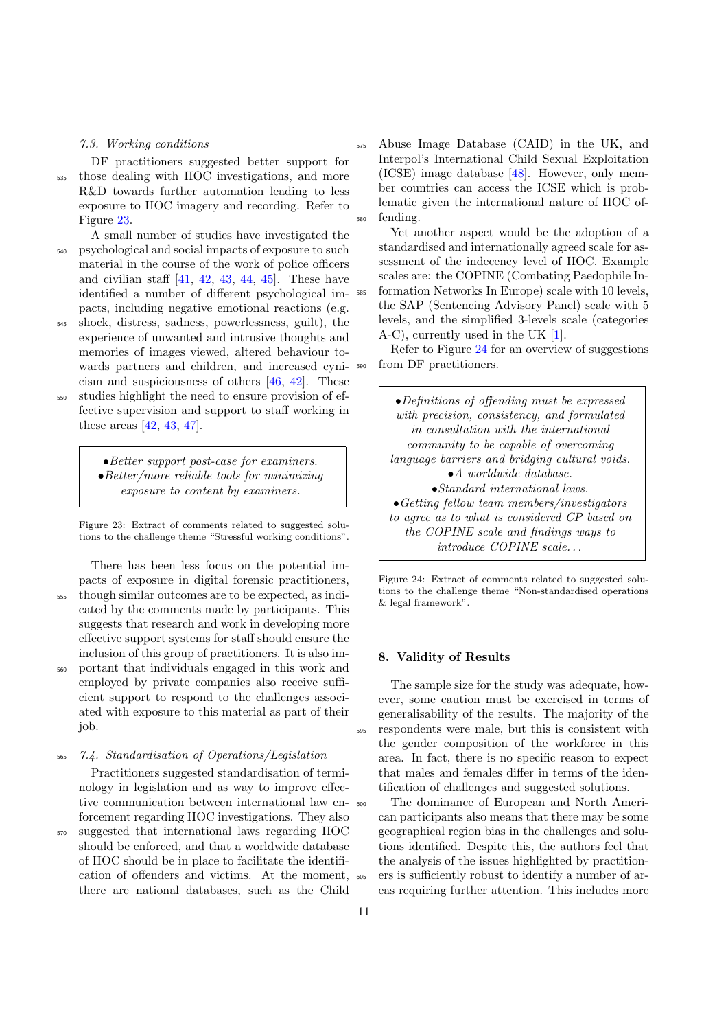### 7.3. Working conditions

DF practitioners suggested better support for those dealing with IIOC investigations, and more R&D towards further automation leading to less exposure to IIOC imagery and recording. Refer to Figure 23.

A small number of studies have investigated the psychological and social impacts of exposure to such material in the course of the work of police officers and civilian staff [41, 42, 43, 44, 45]. These have identified a number of different psychological impacts, including negative emotional reactions (e.g. shock, distress, sadness, powerlessness, guilt), the experience of unwanted and intrusive thoughts and memories of images viewed, altered behaviour towards partners and children, and increased cynicism and suspiciousness of others [46, 42]. These studies highlight the need to ensure provision of effective supervision and support to staff working in these areas [42, 43, 47].

> *•Better support post-case for examiners.*
> *•Better/more reliable tools for minimizing exposure to content by examiners.*

Figure 23: Extract of comments related to suggested solutions to the challenge theme "Stressful working conditions".

There has been less focus on the potential impacts of exposure in digital forensic practitioners, though similar outcomes are to be expected, as indicated by the comments made by participants. This suggests that research and work in developing more effective support systems for staff should ensure the inclusion of this group of practitioners. It is also important that individuals engaged in this work and employed by private companies also receive sufficient support to respond to the challenges associated with exposure to this material as part of their job.

### 7.4. Standardisation of Operations/Legislation

Practitioners suggested standardisation of terminology in legislation and as way to improve effective communication between international law enforcement regarding IIOC investigations. They also suggested that international laws regarding IIOC should be enforced, and that a worldwide database of IIOC should be in place to facilitate the identification of offenders and victims. At the moment, there are national databases, such as the Child Abuse Image Database (CAID) in the UK, and Interpol's International Child Sexual Exploitation (ICSE) image database [48]. However, only member countries can access the ICSE which is problematic given the international nature of IIOC offending.

Yet another aspect would be the adoption of a standardised and internationally agreed scale for assessment of the indecency level of IIOC. Example scales are: the COPINE (Combating Paedophile Information Networks In Europe) scale with 10 levels, the SAP (Sentencing Advisory Panel) scale with 5 levels, and the simplified 3-levels scale (categories A-C), currently used in the UK [1].

Refer to Figure 24 for an overview of suggestions from DF practitioners.

> *•Definitions of offending must be expressed with precision, consistency, and formulated in consultation with the international community to be capable of overcoming language barriers and bridging cultural voids.*
> *•A worldwide database.*
> *•Standard international laws.*
> *•Getting fellow team members/investigators to agree as to what is considered CP based on the COPINE scale and findings ways to introduce COPINE scale...*

Figure 24: Extract of comments related to suggested solutions to the challenge theme "Non-standardised operations & legal framework".

## 8. Validity of Results

The sample size for the study was adequate, however, some caution must be exercised in terms of generalisability of the results. The majority of the respondents were male, but this is consistent with the gender composition of the workforce in this area. In fact, there is no specific reason to expect that males and females differ in terms of the identification of challenges and suggested solutions.

The dominance of European and North American participants also means that there may be some geographical region bias in the challenges and solutions identified. Despite this, the authors feel that the analysis of the issues highlighted by practitioners is sufficiently robust to identify a number of areas requiring further attention. This includes more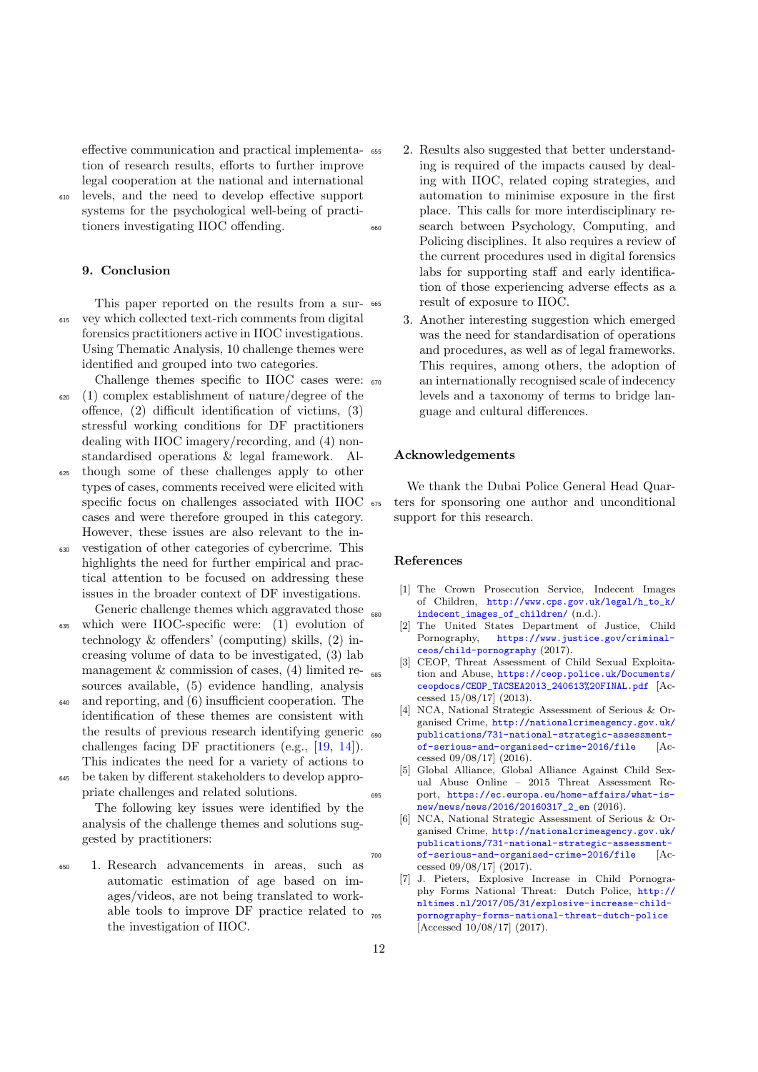effective communication and practical implementation of research results, efforts to further improve legal cooperation at the national and international levels, and the need to develop effective support systems for the psychological well-being of practitioners investigating IIOC offending.

## 9. Conclusion

This paper reported on the results from a survey which collected text-rich comments from digital forensics practitioners active in IIOC investigations. Using Thematic Analysis, 10 challenge themes were identified and grouped into two categories.

Challenge themes specific to IIOC cases were: (1) complex establishment of nature/degree of the offence, (2) difficult identification of victims, (3) stressful working conditions for DF practitioners dealing with IIOC imagery/recording, and (4) non-standardised operations & legal framework. Although some of these challenges apply to other types of cases, comments received were elicited with specific focus on challenges associated with IIOC cases and were therefore grouped in this category. However, these issues are also relevant to the investigation of other categories of cybercrime. This highlights the need for further empirical and practical attention to be focused on addressing these issues in the broader context of DF investigations.

Generic challenge themes which aggravated those which were IIOC-specific were: (1) evolution of technology & offenders' (computing) skills, (2) increasing volume of data to be investigated, (3) lab management & commission of cases, (4) limited resources available, (5) evidence handling, analysis and reporting, and (6) insufficient cooperation. The identification of these themes are consistent with the results of previous research identifying generic challenges facing DF practitioners (e.g., [19, 14]). This indicates the need for a variety of actions to be taken by different stakeholders to develop appropriate challenges and related solutions.

The following key issues were identified by the analysis of the challenge themes and solutions suggested by practitioners:

1. Research advancements in areas, such as automatic estimation of age based on images/videos, are not being translated to workable tools to improve DF practice related to the investigation of IIOC.
2. Results also suggested that better understanding is required of the impacts caused by dealing with IIOC, related coping strategies, and automation to minimise exposure in the first place. This calls for more interdisciplinary research between Psychology, Computing, and Policing disciplines. It also requires a review of the current procedures used in digital forensics labs for supporting staff and early identification of those experiencing adverse effects as a result of exposure to IIOC.
3. Another interesting suggestion which emerged was the need for standardisation of operations and procedures, as well as of legal frameworks. This requires, among others, the adoption of an internationally recognised scale of indecency levels and a taxonomy of terms to bridge language and cultural differences.

## Acknowledgements

We thank the Dubai Police General Head Quarters for sponsoring one author and unconditional support for this research.

## References

[1] The Crown Prosecution Service, Indecent Images of Children, http://www.cps.gov.uk/legal/h_to_k/indecent_images_of_children/ (n.d.).

[2] The United States Department of Justice, Child Pornography, https://www.justice.gov/criminal-ceos/child-pornography (2017).

[3] CEOP, Threat Assessment of Child Sexual Exploitation and Abuse, https://ceop.police.uk/Documents/ceopdocs/CEOP_TACSEA2013_240613%20FINAL.pdf [Accessed 15/08/17] (2013).

[4] NCA, National Strategic Assessment of Serious & Organised Crime, http://nationalcrimeagency.gov.uk/publications/731-national-strategic-assessment-of-serious-and-organised-crime-2016/file [Accessed 09/08/17] (2016).

[5] Global Alliance, Global Alliance Against Child Sexual Abuse Online – 2015 Threat Assessment Report, https://ec.europa.eu/home-affairs/what-is-new/news/news/2016/20160317_2_en (2016).

[6] NCA, National Strategic Assessment of Serious & Organised Crime, http://nationalcrimeagency.gov.uk/publications/731-national-strategic-assessment-of-serious-and-organised-crime-2016/file [Accessed 09/08/17] (2017).

[7] J. Pieters, Explosive Increase in Child Pornography Forms National Threat: Dutch Police, http://nltimes.nl/2017/05/31/explosive-increase-child-pornography-forms-national-threat-dutch-police [Accessed 10/08/17] (2017).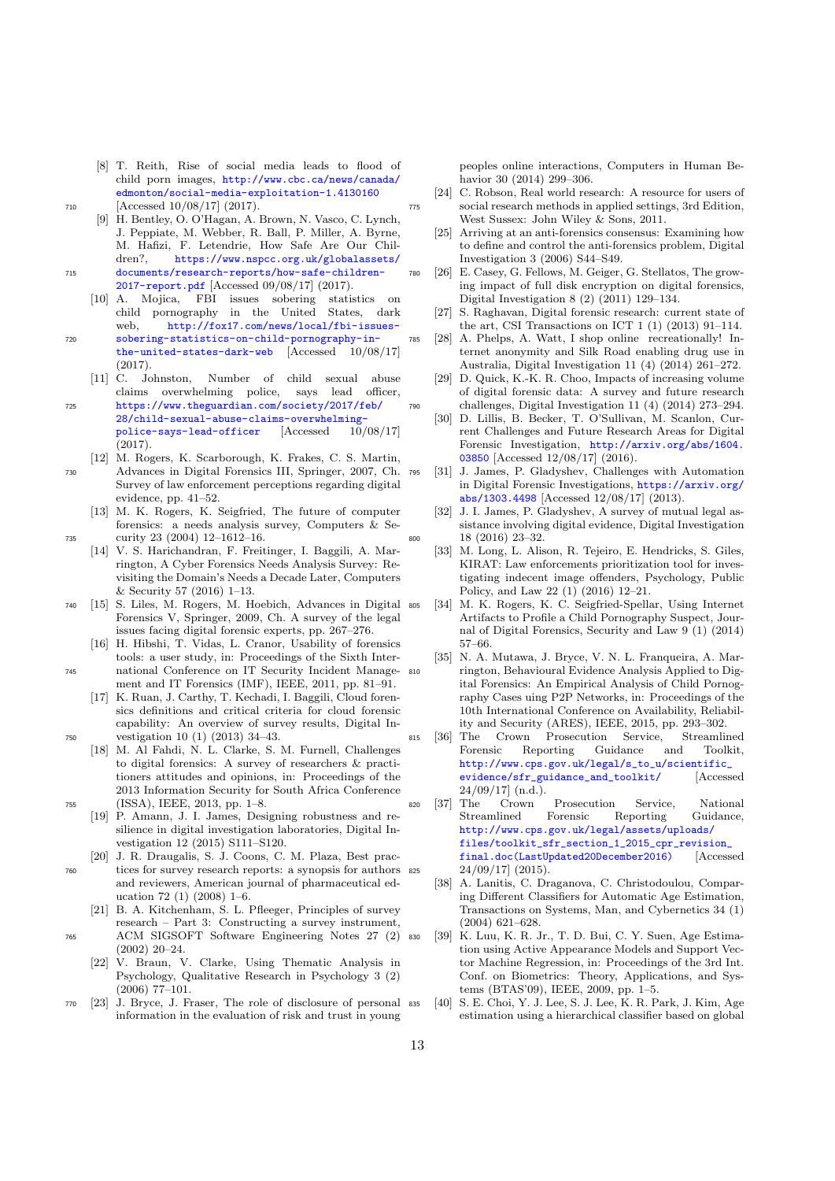[8] T. Reith, Rise of social media leads to flood of child porn images, http://www.cbc.ca/news/canada/edmonton/social-media-exploitation-1.4130160 [Accessed 10/08/17] (2017).

[9] H. Bentley, O. O'Hagan, A. Brown, N. Vasco, C. Lynch, J. Peppiate, M. Webber, R. Ball, P. Miller, A. Byrne, M. Hafizi, F. Letendrie, How Safe Are Our Children?, https://www.nspcc.org.uk/globalassets/documents/research-reports/how-safe-children-2017-report.pdf [Accessed 09/08/17] (2017).

[10] A. Mojica, FBI issues sobering statistics on child pornography in the United States, dark web, http://fox17.com/news/local/fbi-issues-sobering-statistics-on-child-pornography-in-the-united-states-dark-web [Accessed 10/08/17] (2017).

[11] C. Johnston, Number of child sexual abuse claims overwhelming police, says lead officer, https://www.theguardian.com/society/2017/feb/28/child-sexual-abuse-claims-overwhelming-police-says-lead-officer [Accessed 10/08/17] (2017).

[12] M. Rogers, K. Scarborough, K. Frakes, C. S. Martin, Advances in Digital Forensics III, Springer, 2007, Ch. Survey of law enforcement perceptions regarding digital evidence, pp. 41–52.

[13] M. K. Rogers, K. Seigfried, The future of computer forensics: a needs analysis survey, Computers & Security 23 (2004) 12–1612–16.

[14] V. S. Harichandran, F. Freitinger, I. Baggili, A. Marrington, A Cyber Forensics Needs Analysis Survey: Revisiting the Domain's Needs a Decade Later, Computers & Security 57 (2016) 1–13.

[15] S. Liles, M. Rogers, M. Hoebich, Advances in Digital Forensics V, Springer, 2009, Ch. A survey of the legal issues facing digital forensic experts, pp. 267–276.

[16] H. Hibshi, T. Vidas, L. Cranor, Usability of forensics tools: a user study, in: Proceedings of the Sixth International Conference on IT Security Incident Management and IT Forensics (IMF), IEEE, 2011, pp. 81–91.

[17] K. Ruan, J. Carthy, T. Kechadi, I. Baggili, Cloud forensics definitions and critical criteria for cloud forensic capability: An overview of survey results, Digital Investigation 10 (1) (2013) 34–43.

[18] M. Al Fahdi, N. L. Clarke, S. M. Furnell, Challenges to digital forensics: A survey of researchers & practitioners attitudes and opinions, in: Proceedings of the 2013 Information Security for South Africa Conference (ISSA), IEEE, 2013, pp. 1–8.

[19] P. Amann, J. I. James, Designing robustness and resilience in digital investigation laboratories, Digital Investigation 12 (2015) S111–S120.

[20] J. R. Draugalis, S. J. Coons, C. M. Plaza, Best practices for survey research reports: a synopsis for authors and reviewers, American journal of pharmaceutical education 72 (1) (2008) 1–6.

[21] B. A. Kitchenham, S. L. Pfleeger, Principles of survey research – Part 3: Constructing a survey instrument, ACM SIGSOFT Software Engineering Notes 27 (2) (2002) 20–24.

[22] V. Braun, V. Clarke, Using Thematic Analysis in Psychology, Qualitative Research in Psychology 3 (2) (2006) 77–101.

[23] J. Bryce, J. Fraser, The role of disclosure of personal information in the evaluation of risk and trust in young peoples online interactions, Computers in Human Behavior 30 (2014) 299–306.

[24] C. Robson, Real world research: A resource for users of social research methods in applied settings, 3rd Edition, West Sussex: John Wiley & Sons, 2011.

[25] Arriving at an anti-forensics consensus: Examining how to define and control the anti-forensics problem, Digital Investigation 3 (2006) S44–S49.

[26] E. Casey, G. Fellows, M. Geiger, G. Stellatos, The growing impact of full disk encryption on digital forensics, Digital Investigation 8 (2) (2011) 129–134.

[27] S. Raghavan, Digital forensic research: current state of the art, CSI Transactions on ICT 1 (1) (2013) 91–114.

[28] A. Phelps, A. Watt, I shop online recreationally! Internet anonymity and Silk Road enabling drug use in Australia, Digital Investigation 11 (4) (2014) 261–272.

[29] D. Quick, K.-K. R. Choo, Impacts of increasing volume of digital forensic data: A survey and future research challenges, Digital Investigation 11 (4) (2014) 273–294.

[30] D. Lillis, B. Becker, T. O'Sullivan, M. Scanlon, Current Challenges and Future Research Areas for Digital Forensic Investigation, http://arxiv.org/abs/1604.03850 [Accessed 12/08/17] (2016).

[31] J. James, P. Gladyshev, Challenges with Automation in Digital Forensic Investigations, https://arxiv.org/abs/1303.4498 [Accessed 12/08/17] (2013).

[32] J. I. James, P. Gladyshev, A survey of mutual legal assistance involving digital evidence, Digital Investigation 18 (2016) 23–32.

[33] M. Long, L. Alison, R. Tejeiro, E. Hendricks, S. Giles, KIRAT: Law enforcements prioritization tool for investigating indecent image offenders, Psychology, Public Policy, and Law 22 (1) (2016) 12–21.

[34] M. K. Rogers, K. C. Seigfried-Spellar, Using Internet Artifacts to Profile a Child Pornography Suspect, Journal of Digital Forensics, Security and Law 9 (1) (2014) 57–66.

[35] N. A. Mutawa, J. Bryce, V. N. L. Franqueira, A. Marrington, Behavioural Evidence Analysis Applied to Digital Forensics: An Empirical Analysis of Child Pornography Cases uing P2P Networks, in: Proceedings of the 10th International Conference on Availability, Reliability and Security (ARES), IEEE, 2015, pp. 293–302.

[36] The Crown Prosecution Service, Streamlined Forensic Reporting Guidance and Toolkit, http://www.cps.gov.uk/legal/s_to_u/scientific_evidence/sfr_guidance_and_toolkit/ [Accessed 24/09/17] (n.d.).

[37] The Crown Prosecution Service, National Streamlined Forensic Reporting Guidance, http://www.cps.gov.uk/legal/assets/uploads/files/toolkit_sfr_section_1_2015_cpr_revision_final.doc(LastUpdated20December2016) [Accessed 24/09/17] (2015).

[38] A. Lanitis, C. Draganova, C. Christodoulou, Comparing Different Classifiers for Automatic Age Estimation, Transactions on Systems, Man, and Cybernetics 34 (1) (2004) 621–628.

[39] K. Luu, K. R. Jr., T. D. Bui, C. Y. Suen, Age Estimation using Active Appearance Models and Support Vector Machine Regression, in: Proceedings of the 3rd Int. Conf. on Biometrics: Theory, Applications, and Systems (BTAS'09), IEEE, 2009, pp. 1–5.

[40] S. E. Choi, Y. J. Lee, S. J. Lee, K. R. Park, J. Kim, Age estimation using a hierarchical classifier based on global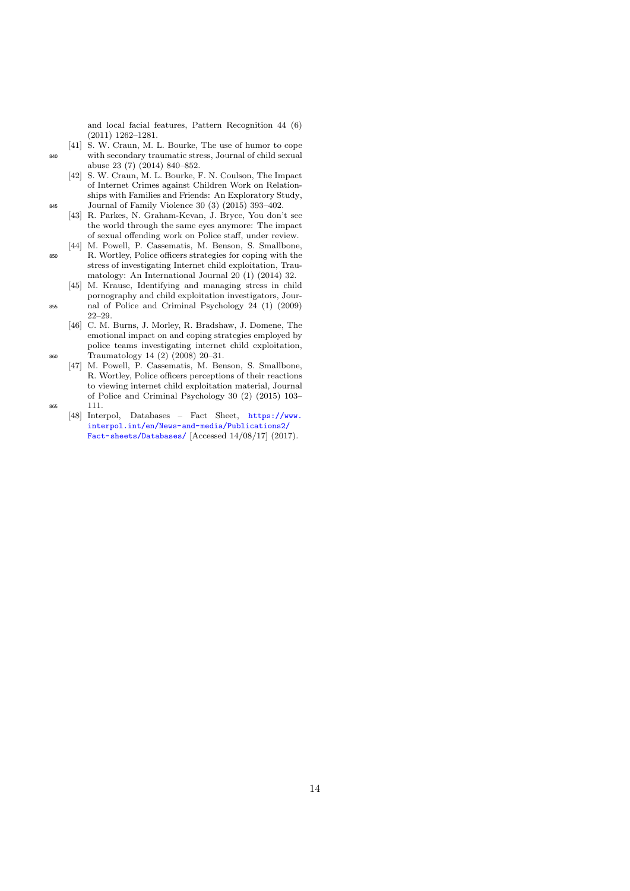and local facial features, Pattern Recognition 44 (6) (2011) 1262–1281.

[41] S. W. Craun, M. L. Bourke, The use of humor to cope with secondary traumatic stress, Journal of child sexual abuse 23 (7) (2014) 840–852.

[42] S. W. Craun, M. L. Bourke, F. N. Coulson, The Impact of Internet Crimes against Children Work on Relationships with Families and Friends: An Exploratory Study, Journal of Family Violence 30 (3) (2015) 393–402.

[43] R. Parkes, N. Graham-Kevan, J. Bryce, You don't see the world through the same eyes anymore: The impact of sexual offending work on Police staff, under review.

[44] M. Powell, P. Cassematis, M. Benson, S. Smallbone, R. Wortley, Police officers strategies for coping with the stress of investigating Internet child exploitation, Traumatology: An International Journal 20 (1) (2014) 32.

[45] M. Krause, Identifying and managing stress in child pornography and child exploitation investigators, Journal of Police and Criminal Psychology 24 (1) (2009) 22–29.

[46] C. M. Burns, J. Morley, R. Bradshaw, J. Domene, The emotional impact on and coping strategies employed by police teams investigating internet child exploitation, Traumatology 14 (2) (2008) 20–31.

[47] M. Powell, P. Cassematis, M. Benson, S. Smallbone, R. Wortley, Police officers perceptions of their reactions to viewing internet child exploitation material, Journal of Police and Criminal Psychology 30 (2) (2015) 103–111.

[48] Interpol, Databases – Fact Sheet, https://www.interpol.int/en/News-and-media/Publications2/Fact-sheets/Databases/ [Accessed 14/08/17] (2017).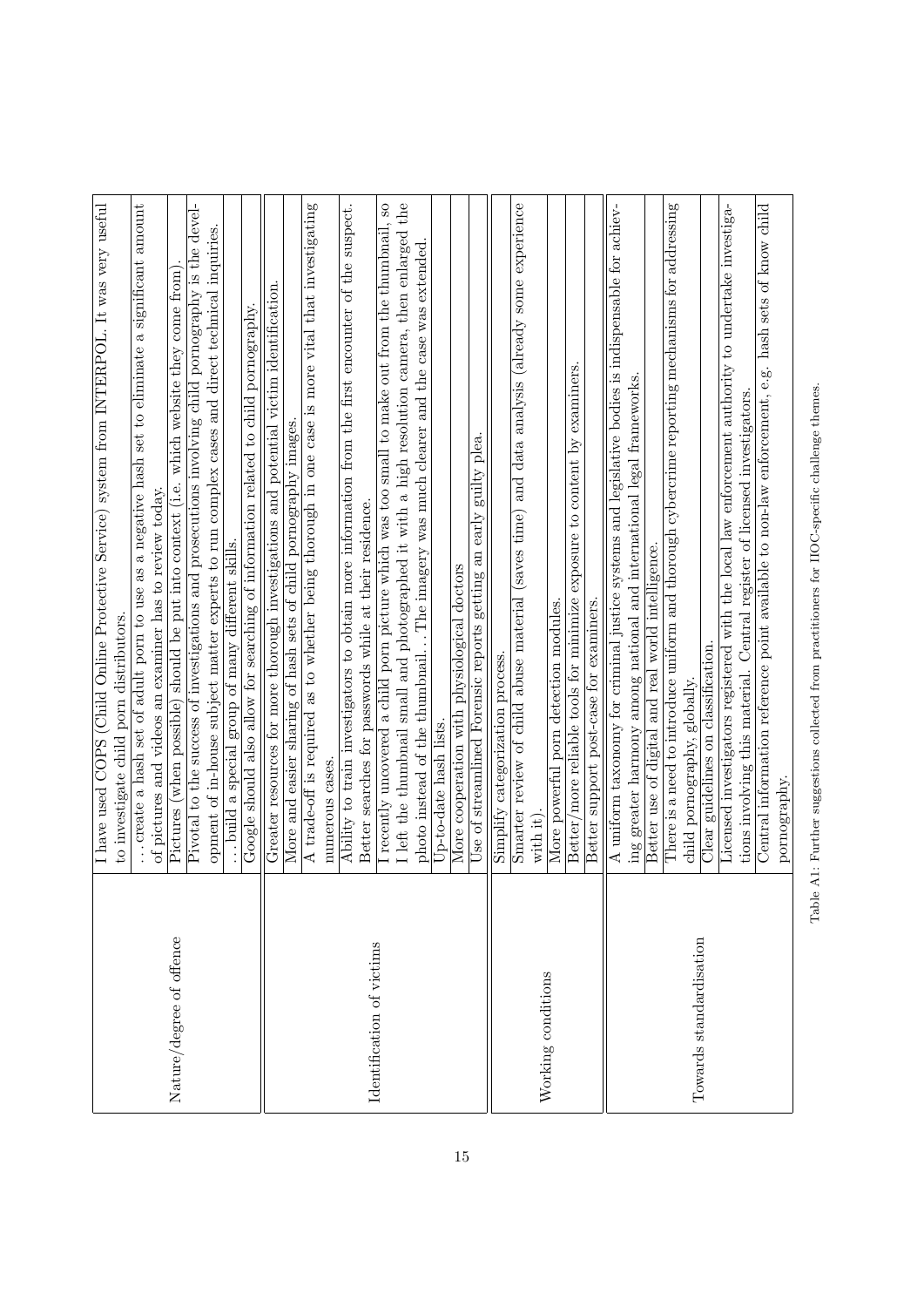| | |
|---|---|
| Nature/degree of offence | I have used COPS (Child Online Protective Service) system from INTERPOL. It was very useful to investigate child porn distributors. |
| | . . . create a hash set of adult porn to use as a negative hash set to eliminate a significant amount of pictures and videos an examiner has to review today. |
| | Pictures (when possible) should be put into context (i.e. which website they come from). |
| | Pivotal to the success of investigations and prosecutions involving child pornography is the development of in-house subject matter experts to run complex cases and direct technical inquiries. |
| | . . . build a special group of many different skills. |
| | Google should also allow for searching of information related to child pornography. |
| Identification of victims | Greater resources for more thorough investigations and potential victim identification. |
| | More and easier sharing of hash sets of child pornography images. |
| | A trade-off is required as to whether being thorough in one case is more vital that investigating numerous cases. |
| | Ability to train investigators to obtain more information from the first encounter of the suspect. |
| | Better searches for passwords while at their residence. |
| | I recently uncovered a child porn picture which was too small to make out from the thumbnail, so I left the thumbnail small and photographed it with a high resolution camera, then enlarged the photo instead of the thumbnail. . . The imagery was much clearer and the case was extended. |
| | Up-to-date hash lists. |
| | More cooperation with physiological doctors |
| | Use of streamlined Forensic reports getting an early guilty plea. |
| Working conditions | Simplify categorization process. |
| | Smarter review of child abuse material (saves time) and data analysis (already some experience with it). |
| | More powerful porn detection modules. |
| | Better/more reliable tools for minimize exposure to content by examiners. |
| | Better support post-case for examiners. |
| Towards standardisation | A uniform taxonomy for criminal justice systems and legislative bodies is indispensable for achieving greater harmony among national and international legal frameworks. |
| | Better use of digital and real world intelligence. |
| | There is a need to introduce uniform and thorough cybercrime reporting mechanisms for addressing child pornography, globally. |
| | Clear guidelines on classification. |
| | Licensed investigators registered with the local law enforcement authority to undertake investigations involving this material. Central register of licensed investigators. |
| | Central information reference point available to non-law enforcement, e.g. hash sets of know child pornography. |

Table A1: Further suggestions collected from practitioners for IIOC-specific challenge themes.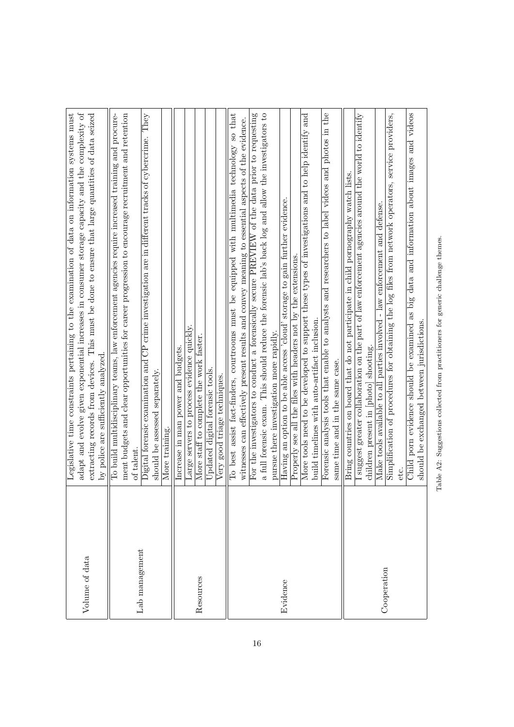| | |
|---|---|
| Volume of data | Legislative time constraints pertaining to the examination of data on information systems must adapt and evolve given exponential increases in consumer storage capacity and the complexity of extracting records from devices. This must be done to ensure that large quantities of data seized by police are sufficiently analyzed. |
| Lab management | To build multidisciplinary teams, law enforcement agencies require increased training and procurement budgets and clear opportunities for career progression to encourage recruitment and retention of talent. |
| | Digital forensic examination and CP crime investigation are in different tracks of cybercrime. They should be assessed separately. |
| | More training. |
| Resources | Increase in man power and budgets. |
| | Large servers to process evidence quickly. |
| | More staff to complete the work faster. |
| | Updated digital forensic tools. |
| | Very good triage techniques. |
| Evidence | To best assist fact-finders, courtrooms must be equipped with multimedia technology so that witnesses can effectively present results and convey meaning to essential aspects of the evidence. |
| | For the investigators to conduct a forensically secure PREVIEW of the data prior to requesting a full forensic exam. This should reduce the forensic lab's back log and allow the investigators to pursue there investigation more rapidly. |
| | Having an option to be able access 'cloud' storage to gain further evidence. |
| | Properly see all the files with headers not by the extensions. |
| | More tools need to be developed to support these types of investigations and to help identify and build timelines with auto-artifact inclusion. |
| | Forensic analysis tools that enable to analysts and researchers to label videos and photos in the same time and in the same case. |
| Cooperation | Bring countries on board that do not participate in child pornography watch lists. |
| | I suggest greater collaboration on the part of law enforcement agencies around the world to identify children present in [photo] shooting. |
| | Make tools available to all parties involved - law enforcement and defense. |
| | Simplification of procedures for obtaining the log files from network operators, service providers, etc. |
| | Child porn evidence should be examined as big data and information about images and videos should be exchanged between jurisdictions. |

Table A2: Suggestions collected from practitioners for generic challenge themes.